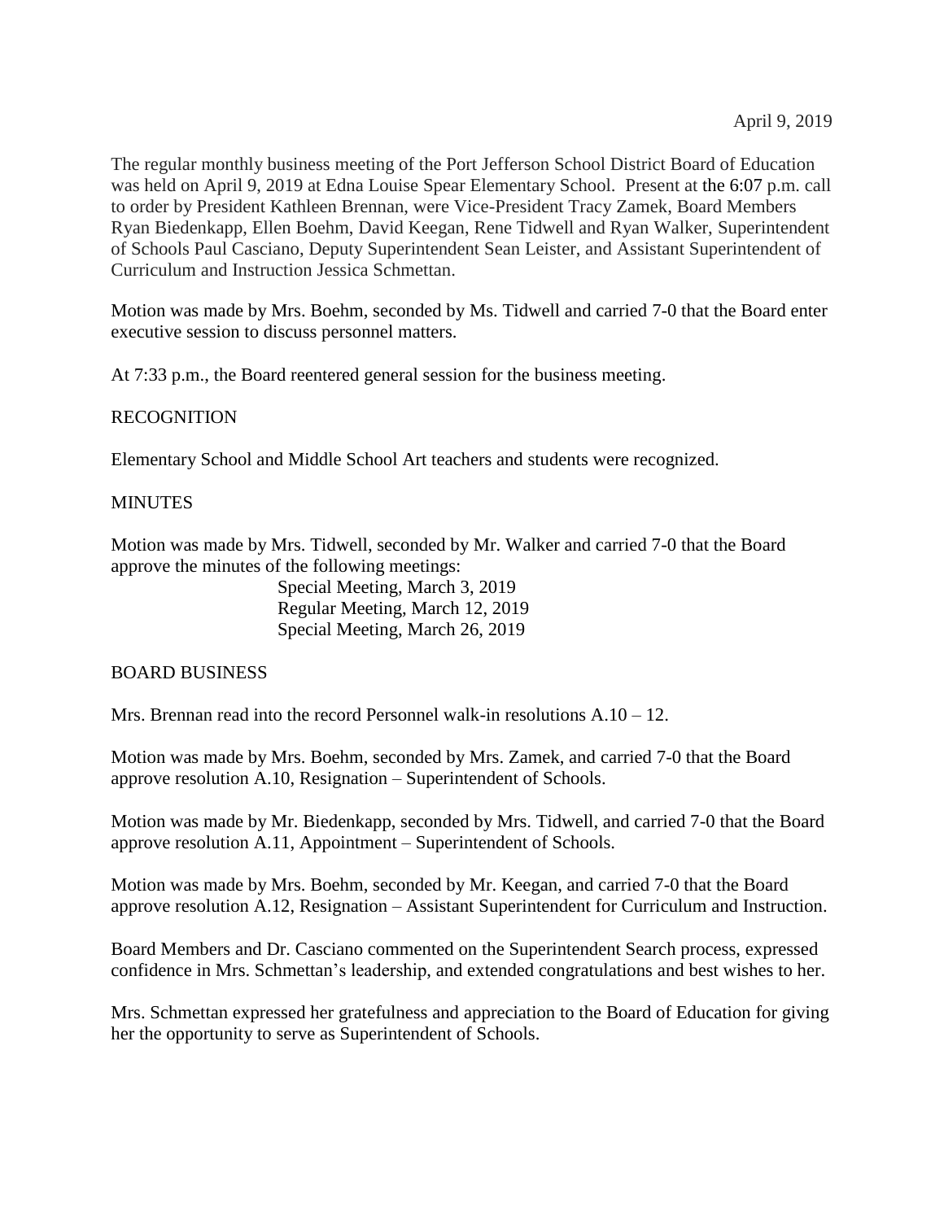April 9, 2019

The regular monthly business meeting of the Port Jefferson School District Board of Education was held on April 9, 2019 at Edna Louise Spear Elementary School. Present at the 6:07 p.m. call to order by President Kathleen Brennan, were Vice-President Tracy Zamek, Board Members Ryan Biedenkapp, Ellen Boehm, David Keegan, Rene Tidwell and Ryan Walker, Superintendent of Schools Paul Casciano, Deputy Superintendent Sean Leister, and Assistant Superintendent of Curriculum and Instruction Jessica Schmettan.

Motion was made by Mrs. Boehm, seconded by Ms. Tidwell and carried 7-0 that the Board enter executive session to discuss personnel matters.

At 7:33 p.m., the Board reentered general session for the business meeting.

## RECOGNITION

Elementary School and Middle School Art teachers and students were recognized.

## MINUTES

Motion was made by Mrs. Tidwell, seconded by Mr. Walker and carried 7-0 that the Board approve the minutes of the following meetings:

Special Meeting, March 3, 2019
Regular Meeting, March 12, 2019
Special Meeting, March 26, 2019

## BOARD BUSINESS

Mrs. Brennan read into the record Personnel walk-in resolutions A.10 – 12.

Motion was made by Mrs. Boehm, seconded by Mrs. Zamek, and carried 7-0 that the Board approve resolution A.10, Resignation – Superintendent of Schools.

Motion was made by Mr. Biedenkapp, seconded by Mrs. Tidwell, and carried 7-0 that the Board approve resolution A.11, Appointment – Superintendent of Schools.

Motion was made by Mrs. Boehm, seconded by Mr. Keegan, and carried 7-0 that the Board approve resolution A.12, Resignation – Assistant Superintendent for Curriculum and Instruction.

Board Members and Dr. Casciano commented on the Superintendent Search process, expressed confidence in Mrs. Schmettan's leadership, and extended congratulations and best wishes to her.

Mrs. Schmettan expressed her gratefulness and appreciation to the Board of Education for giving her the opportunity to serve as Superintendent of Schools.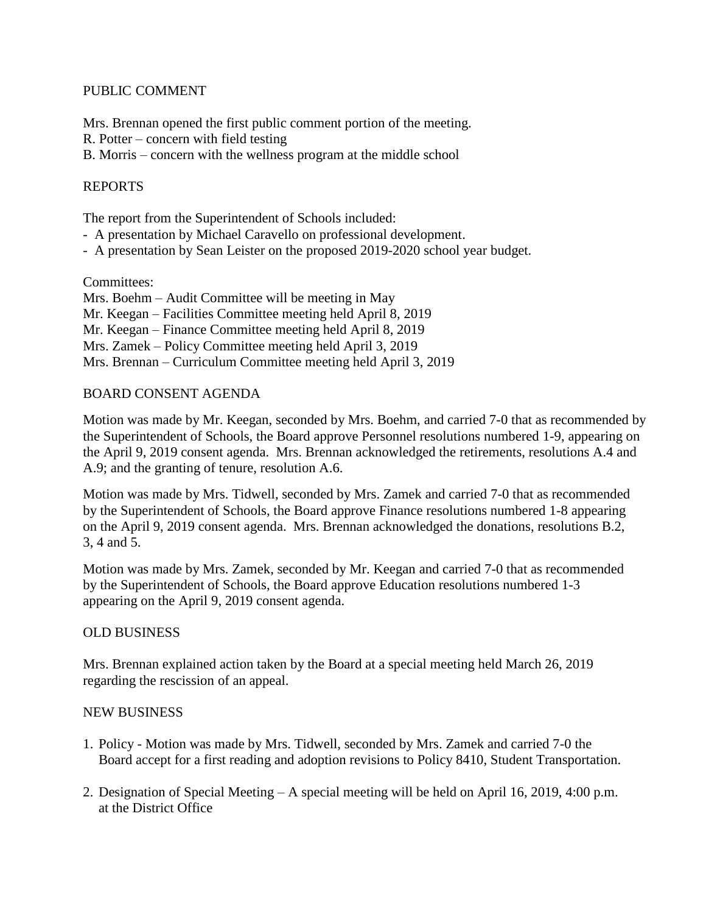## PUBLIC COMMENT

Mrs. Brennan opened the first public comment portion of the meeting.
R. Potter – concern with field testing
B. Morris – concern with the wellness program at the middle school

## REPORTS

The report from the Superintendent of Schools included:

- A presentation by Michael Caravello on professional development.
- A presentation by Sean Leister on the proposed 2019-2020 school year budget.

Committees:
Mrs. Boehm – Audit Committee will be meeting in May
Mr. Keegan – Facilities Committee meeting held April 8, 2019
Mr. Keegan – Finance Committee meeting held April 8, 2019
Mrs. Zamek – Policy Committee meeting held April 3, 2019
Mrs. Brennan – Curriculum Committee meeting held April 3, 2019

## BOARD CONSENT AGENDA

Motion was made by Mr. Keegan, seconded by Mrs. Boehm, and carried 7-0 that as recommended by the Superintendent of Schools, the Board approve Personnel resolutions numbered 1-9, appearing on the April 9, 2019 consent agenda. Mrs. Brennan acknowledged the retirements, resolutions A.4 and A.9; and the granting of tenure, resolution A.6.

Motion was made by Mrs. Tidwell, seconded by Mrs. Zamek and carried 7-0 that as recommended by the Superintendent of Schools, the Board approve Finance resolutions numbered 1-8 appearing on the April 9, 2019 consent agenda. Mrs. Brennan acknowledged the donations, resolutions B.2, 3, 4 and 5.

Motion was made by Mrs. Zamek, seconded by Mr. Keegan and carried 7-0 that as recommended by the Superintendent of Schools, the Board approve Education resolutions numbered 1-3 appearing on the April 9, 2019 consent agenda.

## OLD BUSINESS

Mrs. Brennan explained action taken by the Board at a special meeting held March 26, 2019 regarding the rescission of an appeal.

## NEW BUSINESS

1. Policy - Motion was made by Mrs. Tidwell, seconded by Mrs. Zamek and carried 7-0 the Board accept for a first reading and adoption revisions to Policy 8410, Student Transportation.
2. Designation of Special Meeting – A special meeting will be held on April 16, 2019, 4:00 p.m. at the District Office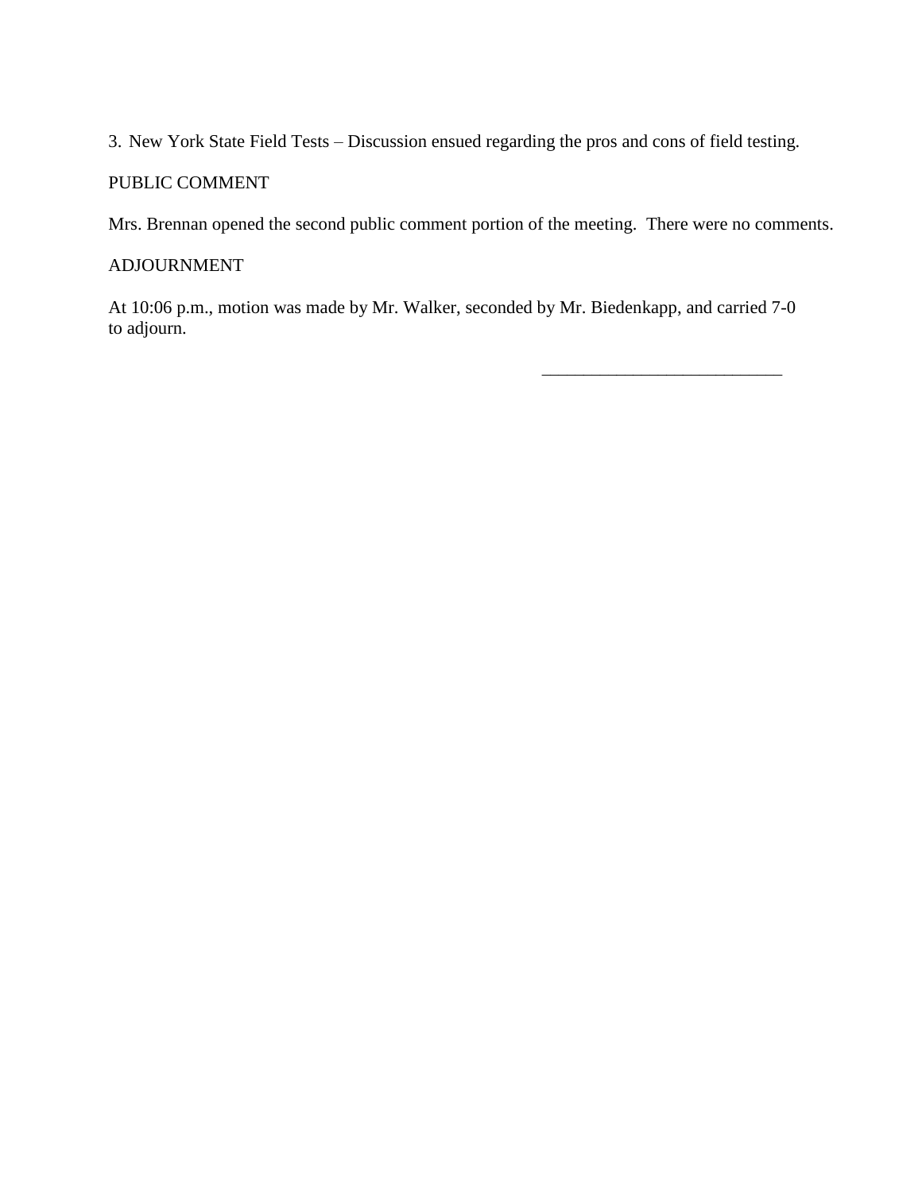3. New York State Field Tests – Discussion ensued regarding the pros and cons of field testing.

PUBLIC COMMENT

Mrs. Brennan opened the second public comment portion of the meeting. There were no comments.

ADJOURNMENT

At 10:06 p.m., motion was made by Mr. Walker, seconded by Mr. Biedenkapp, and carried 7-0 to adjourn.

\_\_\_\_\_\_\_\_\_\_\_\_\_\_\_\_\_\_\_\_\_\_\_\_\_\_\_\_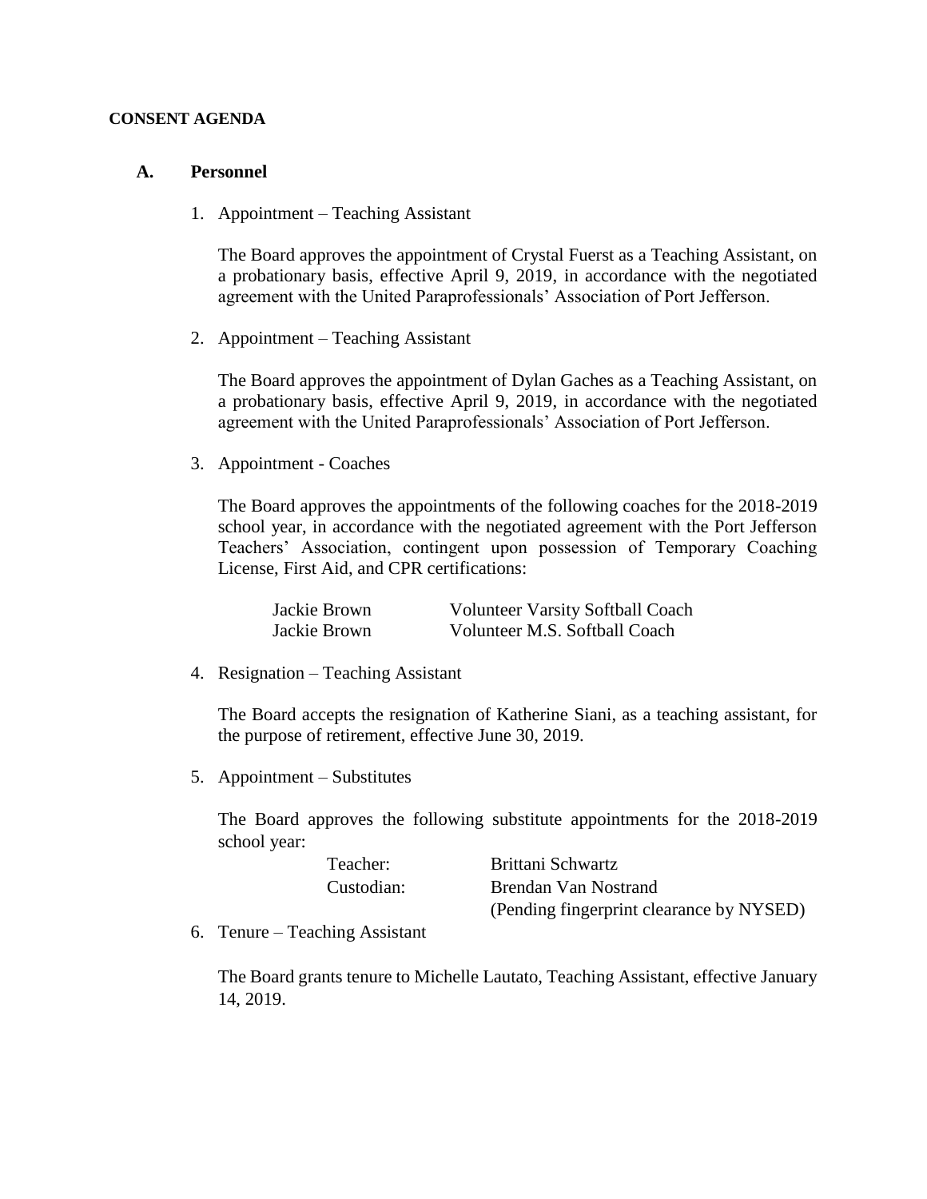**CONSENT AGENDA**

## A. Personnel

1. Appointment – Teaching Assistant

   The Board approves the appointment of Crystal Fuerst as a Teaching Assistant, on a probationary basis, effective April 9, 2019, in accordance with the negotiated agreement with the United Paraprofessionals' Association of Port Jefferson.

2. Appointment – Teaching Assistant

   The Board approves the appointment of Dylan Gaches as a Teaching Assistant, on a probationary basis, effective April 9, 2019, in accordance with the negotiated agreement with the United Paraprofessionals' Association of Port Jefferson.

3. Appointment - Coaches

   The Board approves the appointments of the following coaches for the 2018-2019 school year, in accordance with the negotiated agreement with the Port Jefferson Teachers' Association, contingent upon possession of Temporary Coaching License, First Aid, and CPR certifications:

   | | |
   |---|---|
   | Jackie Brown | Volunteer Varsity Softball Coach |
   | Jackie Brown | Volunteer M.S. Softball Coach |

4. Resignation – Teaching Assistant

   The Board accepts the resignation of Katherine Siani, as a teaching assistant, for the purpose of retirement, effective June 30, 2019.

5. Appointment – Substitutes

   The Board approves the following substitute appointments for the 2018-2019 school year:

   | | |
   |---|---|
   | Teacher: | Brittani Schwartz |
   | Custodian: | Brendan Van Nostrand (Pending fingerprint clearance by NYSED) |

6. Tenure – Teaching Assistant

   The Board grants tenure to Michelle Lautato, Teaching Assistant, effective January 14, 2019.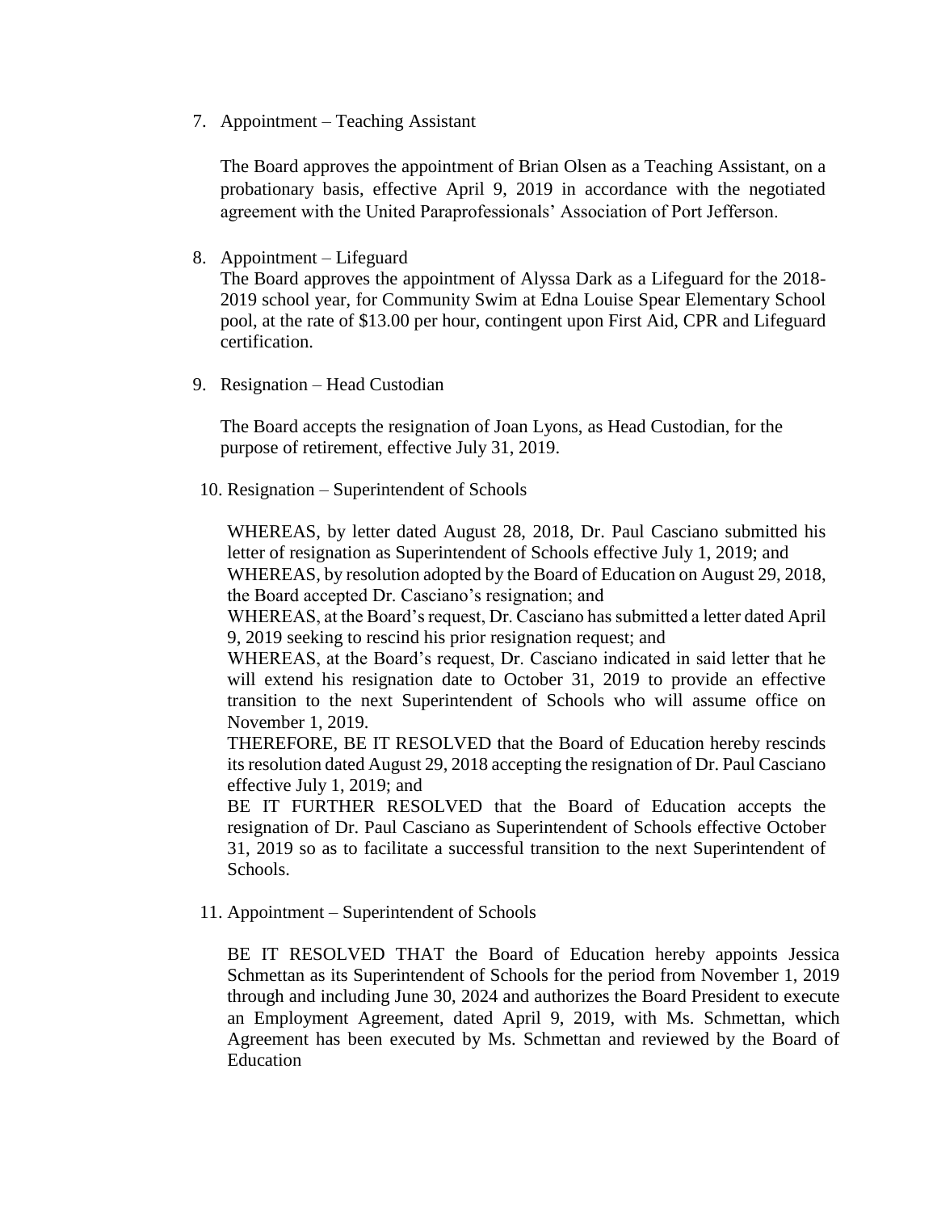7. Appointment – Teaching Assistant

   The Board approves the appointment of Brian Olsen as a Teaching Assistant, on a probationary basis, effective April 9, 2019 in accordance with the negotiated agreement with the United Paraprofessionals' Association of Port Jefferson.

8. Appointment – Lifeguard
   The Board approves the appointment of Alyssa Dark as a Lifeguard for the 2018-2019 school year, for Community Swim at Edna Louise Spear Elementary School pool, at the rate of $13.00 per hour, contingent upon First Aid, CPR and Lifeguard certification.

9. Resignation – Head Custodian

   The Board accepts the resignation of Joan Lyons, as Head Custodian, for the purpose of retirement, effective July 31, 2019.

10. Resignation – Superintendent of Schools

    WHEREAS, by letter dated August 28, 2018, Dr. Paul Casciano submitted his letter of resignation as Superintendent of Schools effective July 1, 2019; and
    WHEREAS, by resolution adopted by the Board of Education on August 29, 2018, the Board accepted Dr. Casciano's resignation; and
    WHEREAS, at the Board's request, Dr. Casciano has submitted a letter dated April 9, 2019 seeking to rescind his prior resignation request; and
    WHEREAS, at the Board's request, Dr. Casciano indicated in said letter that he will extend his resignation date to October 31, 2019 to provide an effective transition to the next Superintendent of Schools who will assume office on November 1, 2019.
    THEREFORE, BE IT RESOLVED that the Board of Education hereby rescinds its resolution dated August 29, 2018 accepting the resignation of Dr. Paul Casciano effective July 1, 2019; and
    BE IT FURTHER RESOLVED that the Board of Education accepts the resignation of Dr. Paul Casciano as Superintendent of Schools effective October 31, 2019 so as to facilitate a successful transition to the next Superintendent of Schools.

11. Appointment – Superintendent of Schools

    BE IT RESOLVED THAT the Board of Education hereby appoints Jessica Schmettan as its Superintendent of Schools for the period from November 1, 2019 through and including June 30, 2024 and authorizes the Board President to execute an Employment Agreement, dated April 9, 2019, with Ms. Schmettan, which Agreement has been executed by Ms. Schmettan and reviewed by the Board of Education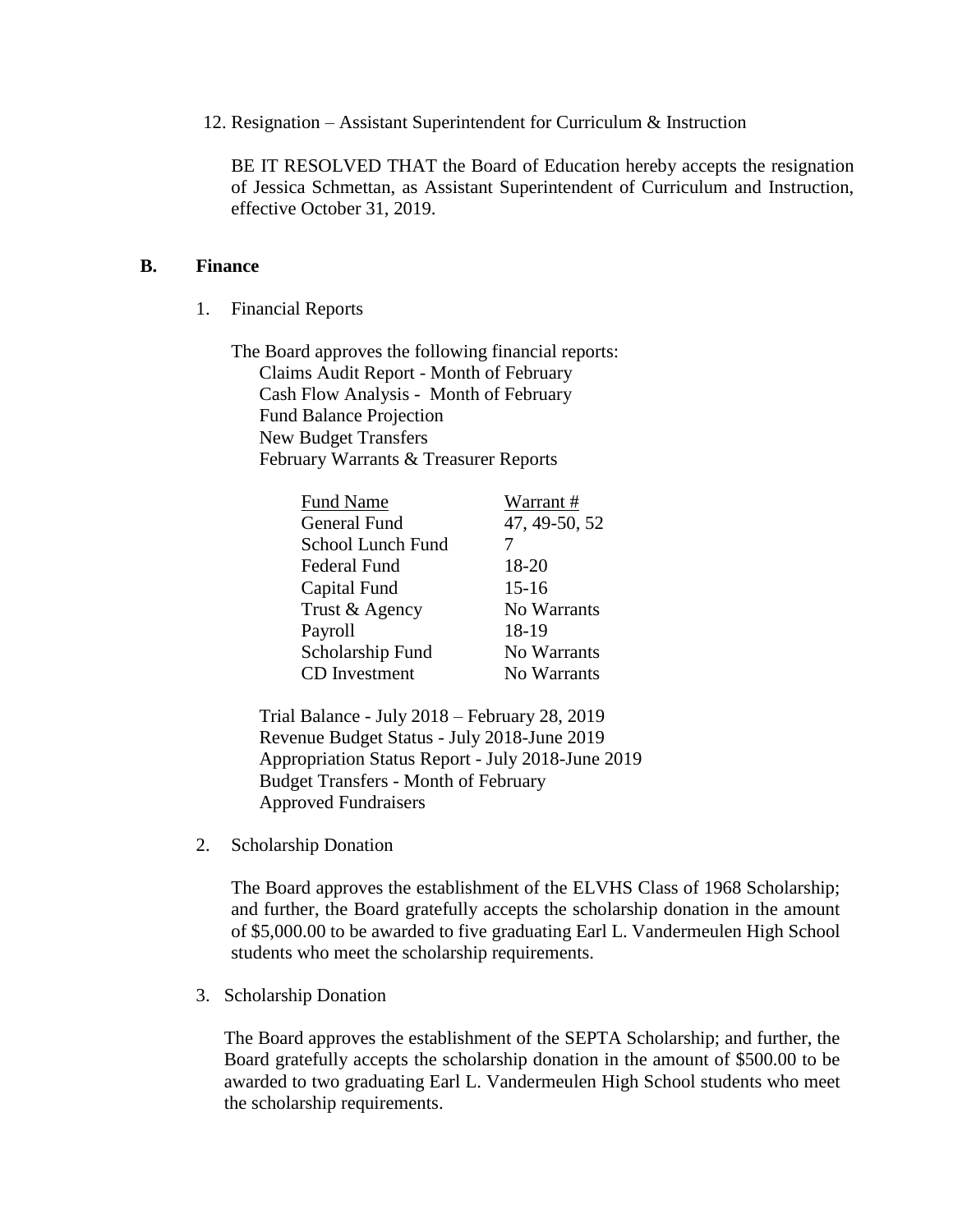12. Resignation – Assistant Superintendent for Curriculum & Instruction

    BE IT RESOLVED THAT the Board of Education hereby accepts the resignation of Jessica Schmettan, as Assistant Superintendent of Curriculum and Instruction, effective October 31, 2019.

## B. Finance

1. Financial Reports

   The Board approves the following financial reports:
   - Claims Audit Report - Month of February
   - Cash Flow Analysis - Month of February
   - Fund Balance Projection
   - New Budget Transfers
   - February Warrants & Treasurer Reports

   | Fund Name | Warrant # |
   |---|---|
   | General Fund | 47, 49-50, 52 |
   | School Lunch Fund | 7 |
   | Federal Fund | 18-20 |
   | Capital Fund | 15-16 |
   | Trust & Agency | No Warrants |
   | Payroll | 18-19 |
   | Scholarship Fund | No Warrants |
   | CD Investment | No Warrants |

   - Trial Balance - July 2018 – February 28, 2019
   - Revenue Budget Status - July 2018-June 2019
   - Appropriation Status Report - July 2018-June 2019
   - Budget Transfers - Month of February
   - Approved Fundraisers

2. Scholarship Donation

   The Board approves the establishment of the ELVHS Class of 1968 Scholarship; and further, the Board gratefully accepts the scholarship donation in the amount of $5,000.00 to be awarded to five graduating Earl L. Vandermeulen High School students who meet the scholarship requirements.

3. Scholarship Donation

   The Board approves the establishment of the SEPTA Scholarship; and further, the Board gratefully accepts the scholarship donation in the amount of $500.00 to be awarded to two graduating Earl L. Vandermeulen High School students who meet the scholarship requirements.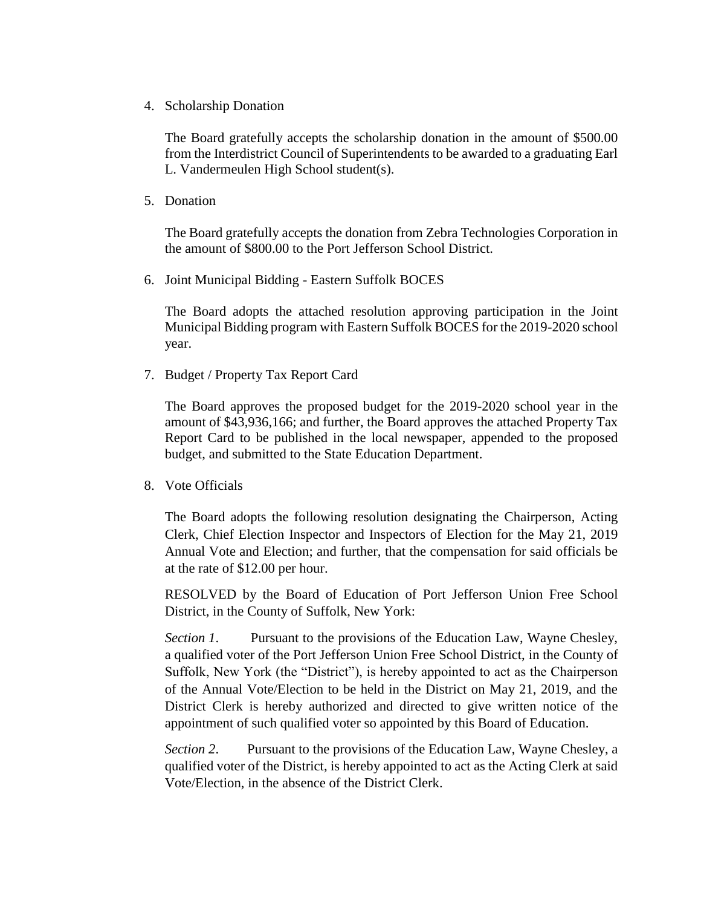4. Scholarship Donation

   The Board gratefully accepts the scholarship donation in the amount of $500.00 from the Interdistrict Council of Superintendents to be awarded to a graduating Earl L. Vandermeulen High School student(s).

5. Donation

   The Board gratefully accepts the donation from Zebra Technologies Corporation in the amount of $800.00 to the Port Jefferson School District.

6. Joint Municipal Bidding - Eastern Suffolk BOCES

   The Board adopts the attached resolution approving participation in the Joint Municipal Bidding program with Eastern Suffolk BOCES for the 2019-2020 school year.

7. Budget / Property Tax Report Card

   The Board approves the proposed budget for the 2019-2020 school year in the amount of $43,936,166; and further, the Board approves the attached Property Tax Report Card to be published in the local newspaper, appended to the proposed budget, and submitted to the State Education Department.

8. Vote Officials

   The Board adopts the following resolution designating the Chairperson, Acting Clerk, Chief Election Inspector and Inspectors of Election for the May 21, 2019 Annual Vote and Election; and further, that the compensation for said officials be at the rate of $12.00 per hour.

   RESOLVED by the Board of Education of Port Jefferson Union Free School District, in the County of Suffolk, New York:

   *Section 1*. Pursuant to the provisions of the Education Law, Wayne Chesley, a qualified voter of the Port Jefferson Union Free School District, in the County of Suffolk, New York (the "District"), is hereby appointed to act as the Chairperson of the Annual Vote/Election to be held in the District on May 21, 2019, and the District Clerk is hereby authorized and directed to give written notice of the appointment of such qualified voter so appointed by this Board of Education.

   *Section 2*. Pursuant to the provisions of the Education Law, Wayne Chesley, a qualified voter of the District, is hereby appointed to act as the Acting Clerk at said Vote/Election, in the absence of the District Clerk.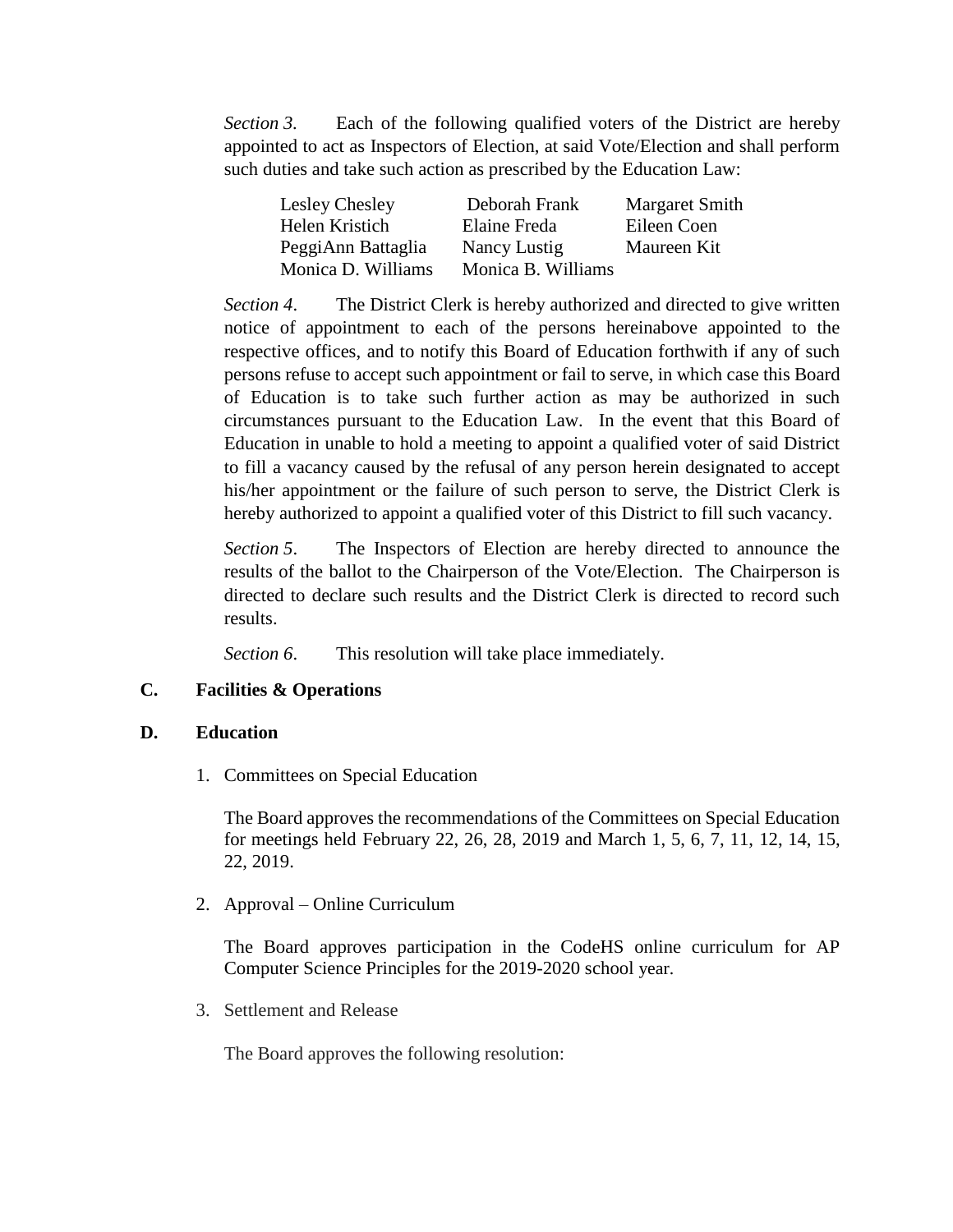*Section 3.* Each of the following qualified voters of the District are hereby appointed to act as Inspectors of Election, at said Vote/Election and shall perform such duties and take such action as prescribed by the Education Law:

| | | |
|---|---|---|
| Lesley Chesley | Deborah Frank | Margaret Smith |
| Helen Kristich | Elaine Freda | Eileen Coen |
| PeggiAnn Battaglia | Nancy Lustig | Maureen Kit |
| Monica D. Williams | Monica B. Williams | |

*Section 4*. The District Clerk is hereby authorized and directed to give written notice of appointment to each of the persons hereinabove appointed to the respective offices, and to notify this Board of Education forthwith if any of such persons refuse to accept such appointment or fail to serve, in which case this Board of Education is to take such further action as may be authorized in such circumstances pursuant to the Education Law. In the event that this Board of Education in unable to hold a meeting to appoint a qualified voter of said District to fill a vacancy caused by the refusal of any person herein designated to accept his/her appointment or the failure of such person to serve, the District Clerk is hereby authorized to appoint a qualified voter of this District to fill such vacancy.

*Section 5*. The Inspectors of Election are hereby directed to announce the results of the ballot to the Chairperson of the Vote/Election. The Chairperson is directed to declare such results and the District Clerk is directed to record such results.

*Section 6*. This resolution will take place immediately.

**C. Facilities & Operations**

**D. Education**

1. Committees on Special Education

   The Board approves the recommendations of the Committees on Special Education for meetings held February 22, 26, 28, 2019 and March 1, 5, 6, 7, 11, 12, 14, 15, 22, 2019.

2. Approval – Online Curriculum

   The Board approves participation in the CodeHS online curriculum for AP Computer Science Principles for the 2019-2020 school year.

3. Settlement and Release

   The Board approves the following resolution: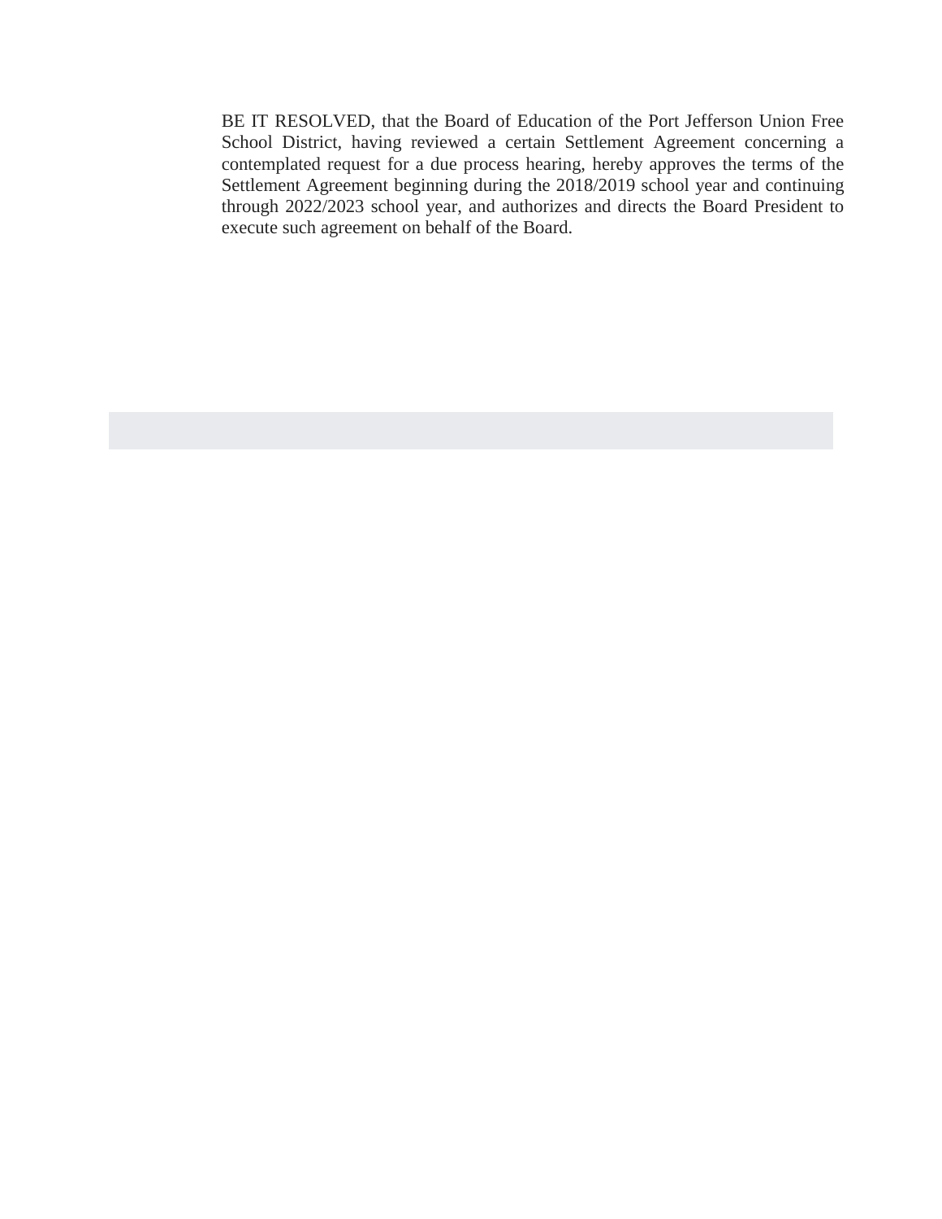BE IT RESOLVED, that the Board of Education of the Port Jefferson Union Free School District, having reviewed a certain Settlement Agreement concerning a contemplated request for a due process hearing, hereby approves the terms of the Settlement Agreement beginning during the 2018/2019 school year and continuing through 2022/2023 school year, and authorizes and directs the Board President to execute such agreement on behalf of the Board.